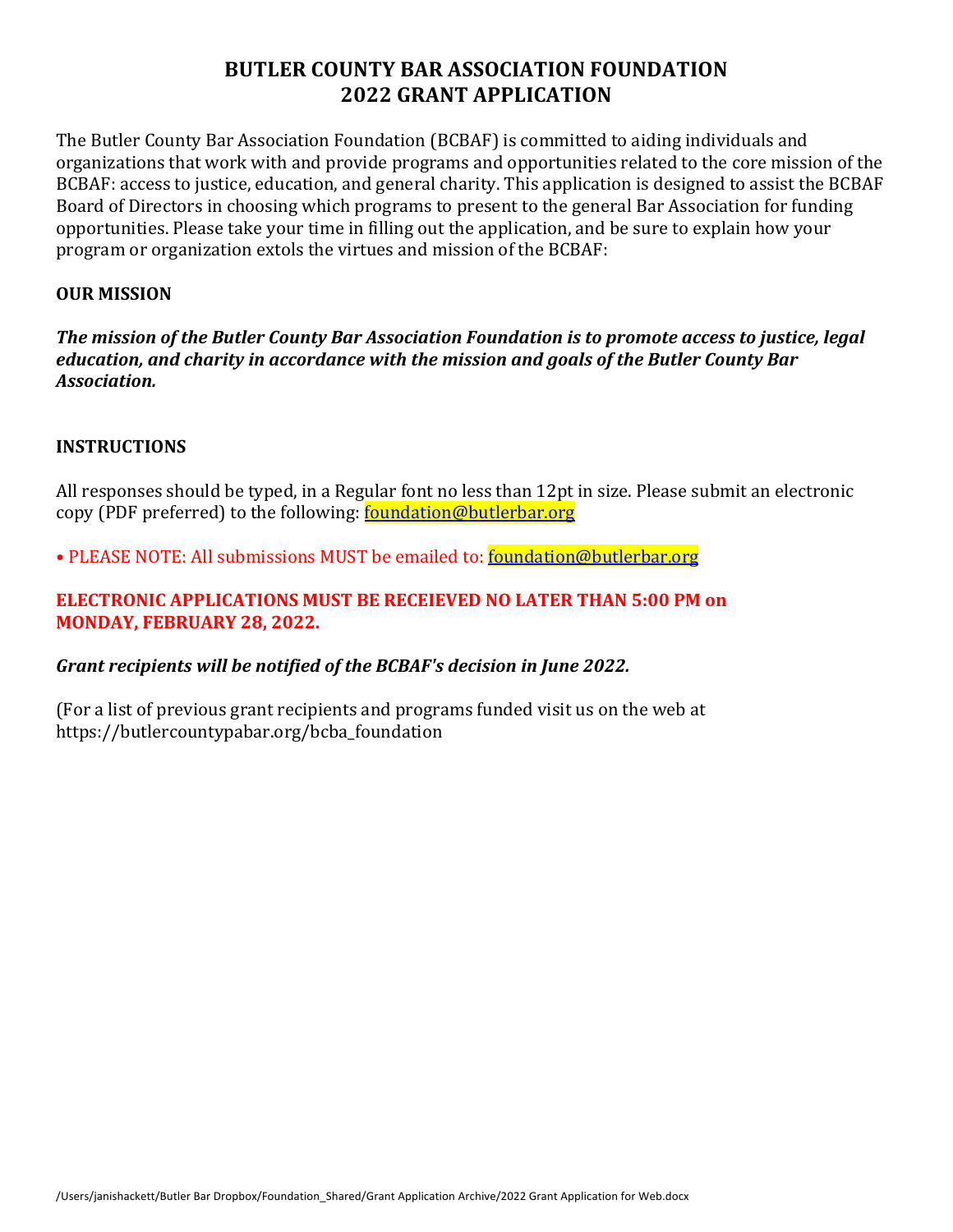# BUTLER COUNTY BAR ASSOCIATION FOUNDATION
# 2022 GRANT APPLICATION

The Butler County Bar Association Foundation (BCBAF) is committed to aiding individuals and organizations that work with and provide programs and opportunities related to the core mission of the BCBAF: access to justice, education, and general charity. This application is designed to assist the BCBAF Board of Directors in choosing which programs to present to the general Bar Association for funding opportunities. Please take your time in filling out the application, and be sure to explain how your program or organization extols the virtues and mission of the BCBAF:

**OUR MISSION**

***The mission of the Butler County Bar Association Foundation is to promote access to justice, legal education, and charity in accordance with the mission and goals of the Butler County Bar Association.***

**INSTRUCTIONS**

All responses should be typed, in a Regular font no less than 12pt in size. Please submit an electronic copy (PDF preferred) to the following: foundation@butlerbar.org

• PLEASE NOTE: All submissions MUST be emailed to: foundation@butlerbar.org

**ELECTRONIC APPLICATIONS MUST BE RECEIEVED NO LATER THAN 5:00 PM on MONDAY, FEBRUARY 28, 2022.**

***Grant recipients will be notified of the BCBAF's decision in June 2022.***

(For a list of previous grant recipients and programs funded visit us on the web at https://butlercountypabar.org/bcba_foundation

/Users/janishackett/Butler Bar Dropbox/Foundation_Shared/Grant Application Archive/2022 Grant Application for Web.docx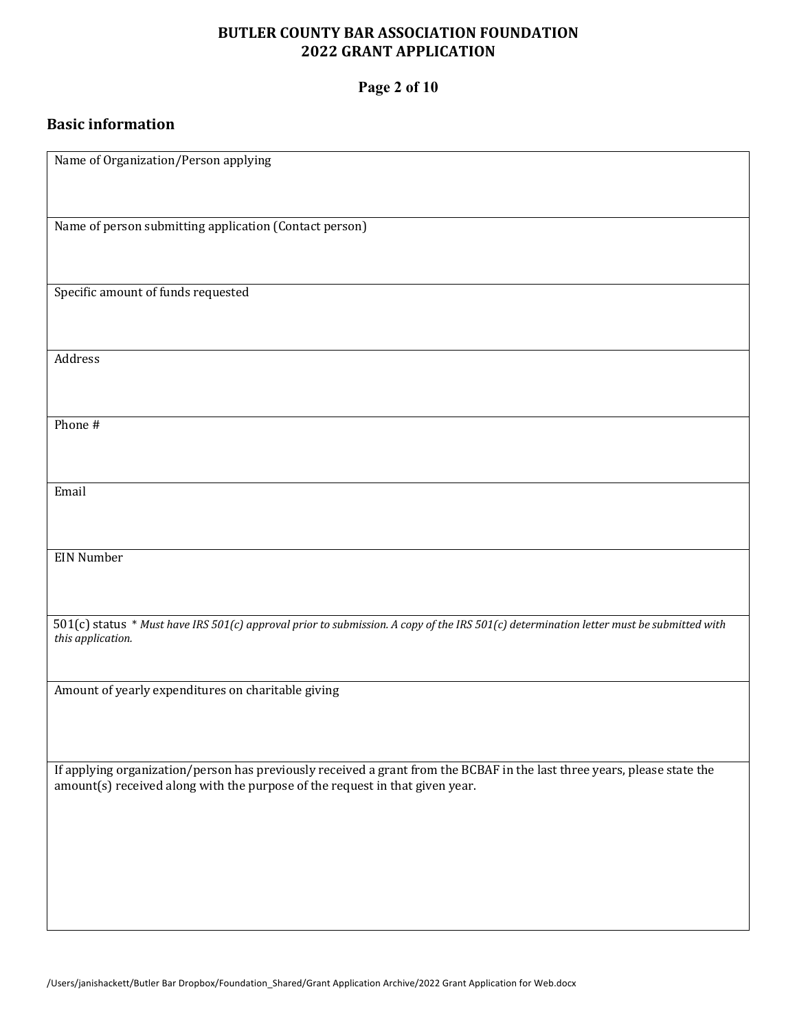# BUTLER COUNTY BAR ASSOCIATION FOUNDATION
# 2022 GRANT APPLICATION

## Basic information

| Name of Organization/Person applying |
|---|
| Name of person submitting application (Contact person) |
| Specific amount of funds requested |
| Address |
| Phone # |
| Email |
| EIN Number |
| 501(c) status *\* Must have IRS 501(c) approval prior to submission. A copy of the IRS 501(c) determination letter must be submitted with this application.* |
| Amount of yearly expenditures on charitable giving |
| If applying organization/person has previously received a grant from the BCBAF in the last three years, please state the amount(s) received along with the purpose of the request in that given year. |

/Users/janishackett/Butler Bar Dropbox/Foundation_Shared/Grant Application Archive/2022 Grant Application for Web.docx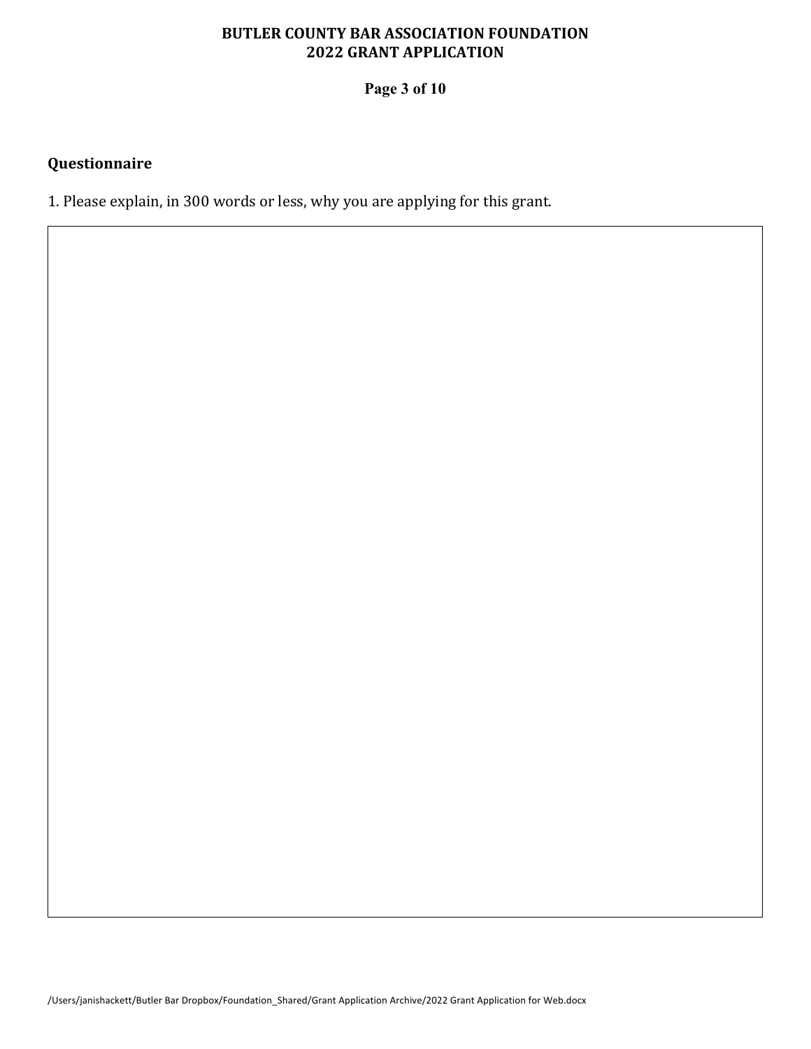## Questionnaire

1. Please explain, in 300 words or less, why you are applying for this grant.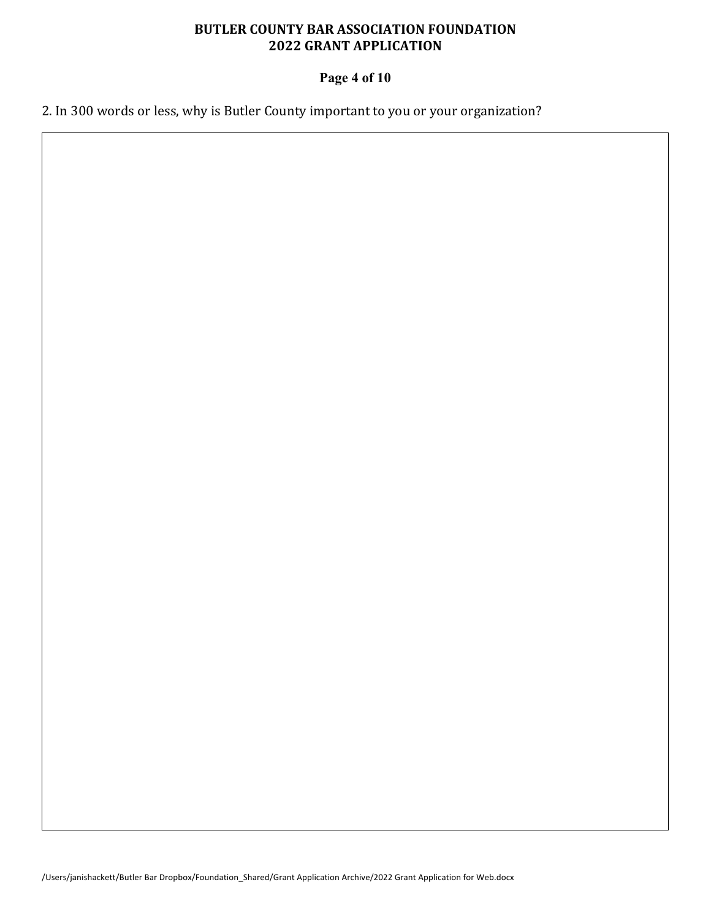# BUTLER COUNTY BAR ASSOCIATION FOUNDATION
# 2022 GRANT APPLICATION

2. In 300 words or less, why is Butler County important to you or your organization?

/Users/janishackett/Butler Bar Dropbox/Foundation_Shared/Grant Application Archive/2022 Grant Application for Web.docx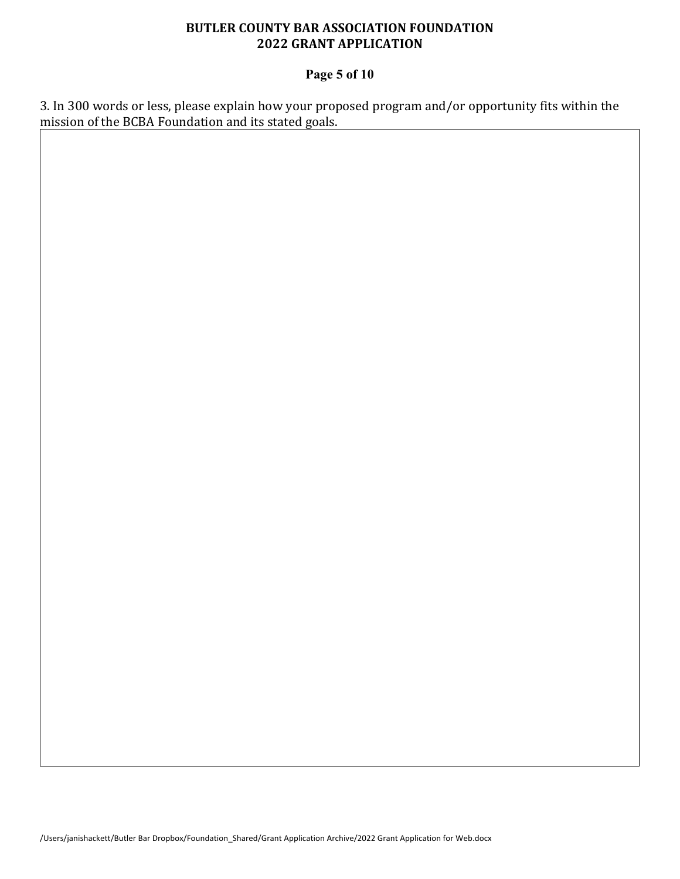3. In 300 words or less, please explain how your proposed program and/or opportunity fits within the mission of the BCBA Foundation and its stated goals.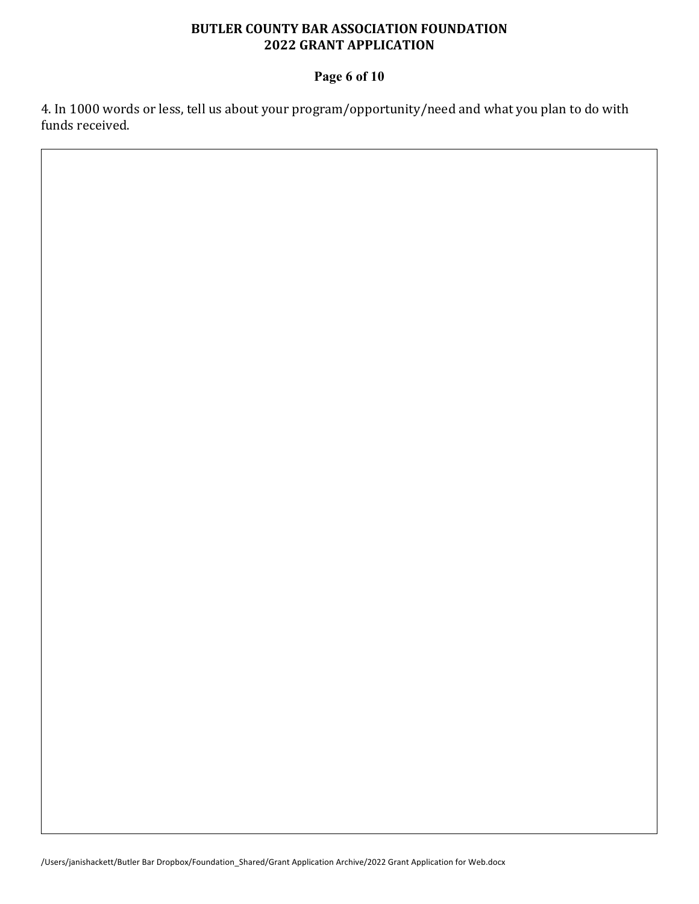4. In 1000 words or less, tell us about your program/opportunity/need and what you plan to do with funds received.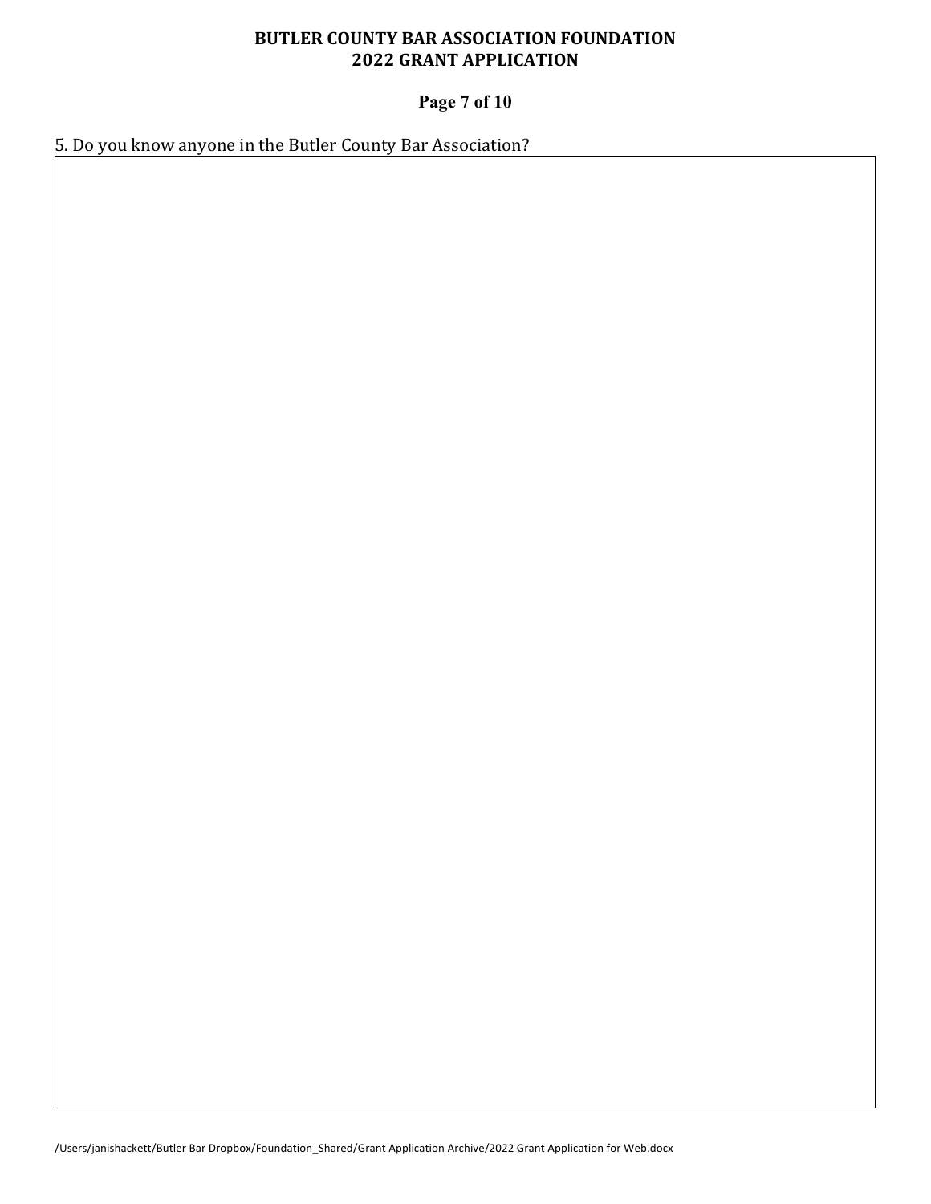# BUTLER COUNTY BAR ASSOCIATION FOUNDATION
# 2022 GRANT APPLICATION

5. Do you know anyone in the Butler County Bar Association?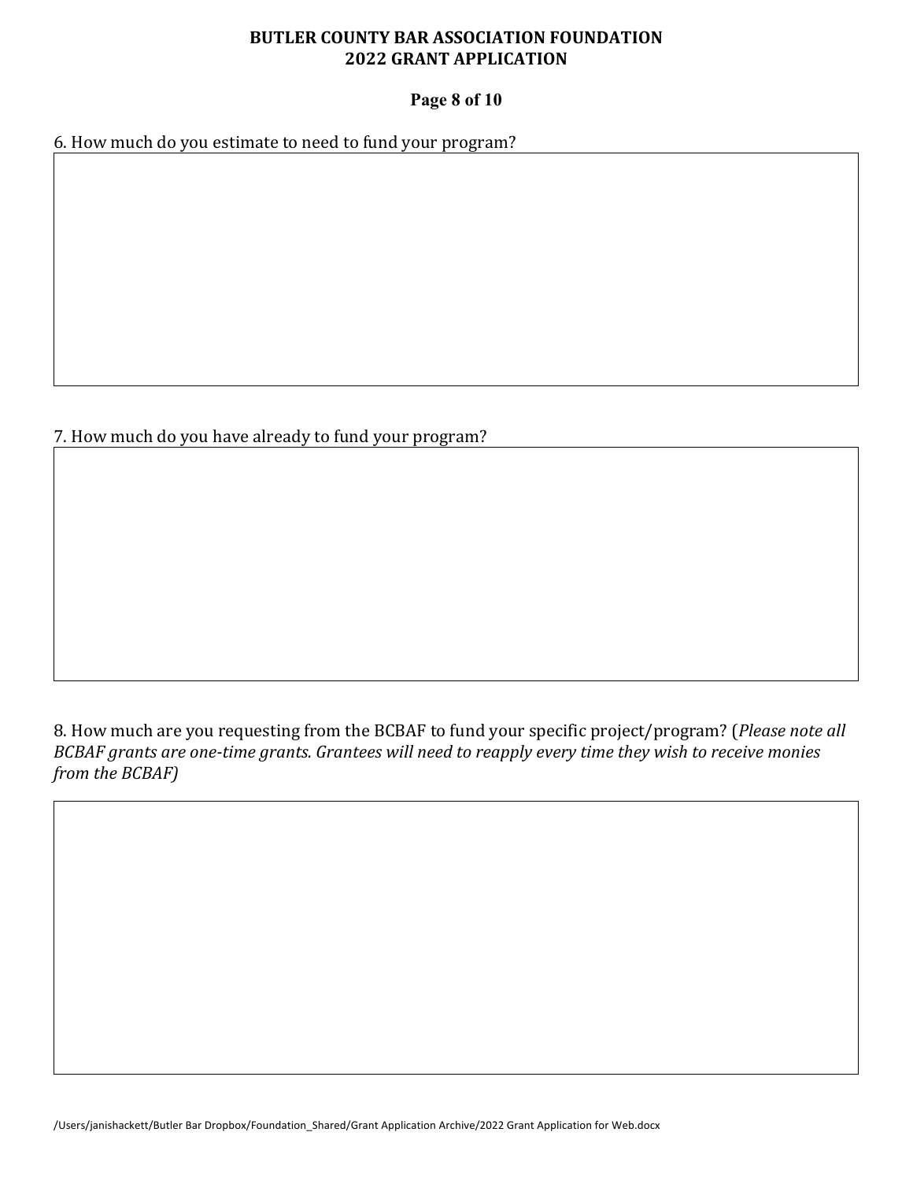6. How much do you estimate to need to fund your program?

7. How much do you have already to fund your program?

8. How much are you requesting from the BCBAF to fund your specific project/program? (*Please note all BCBAF grants are one-time grants. Grantees will need to reapply every time they wish to receive monies from the BCBAF)*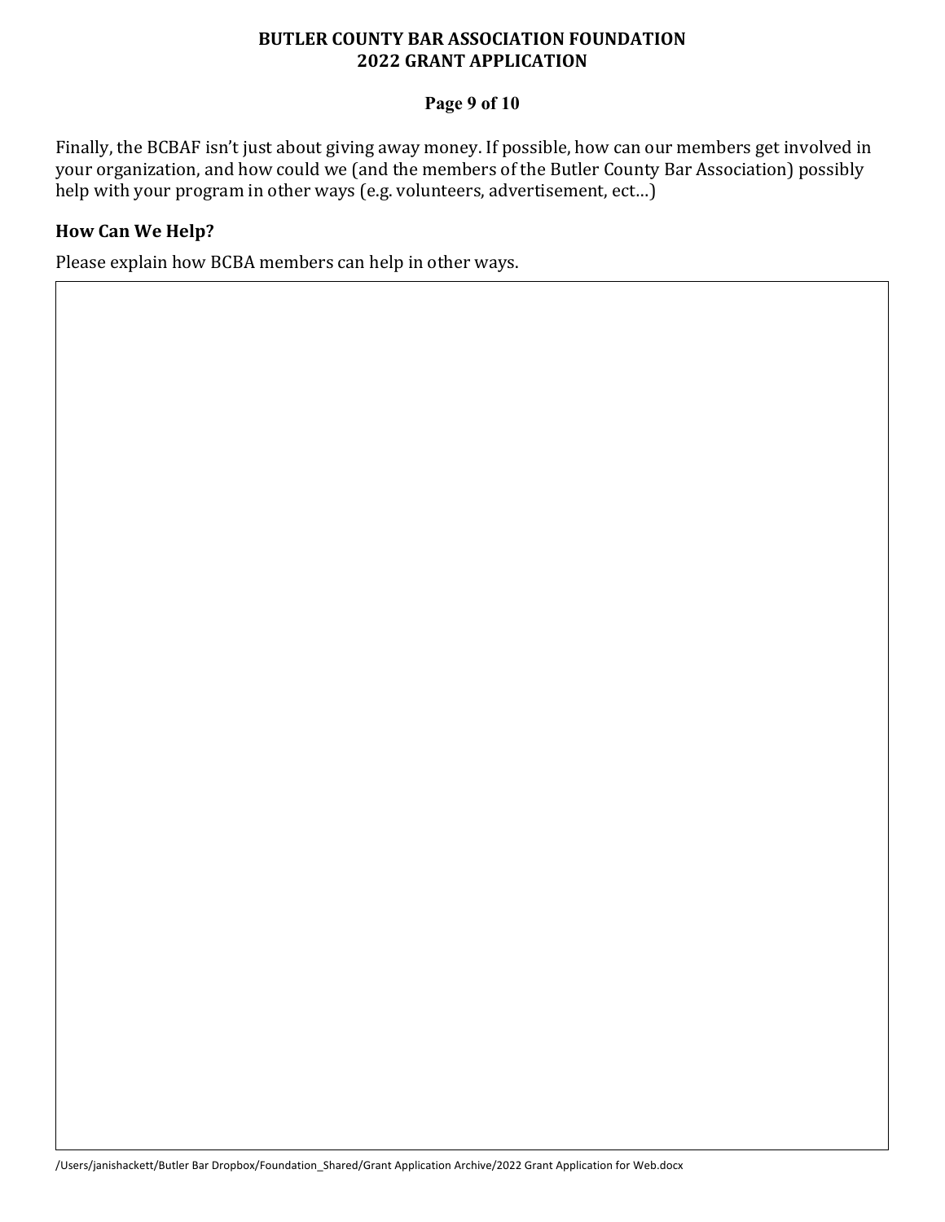# BUTLER COUNTY BAR ASSOCIATION FOUNDATION
## 2022 GRANT APPLICATION

Finally, the BCBAF isn't just about giving away money. If possible, how can our members get involved in your organization, and how could we (and the members of the Butler County Bar Association) possibly help with your program in other ways (e.g. volunteers, advertisement, ect…)

### How Can We Help?

Please explain how BCBA members can help in other ways.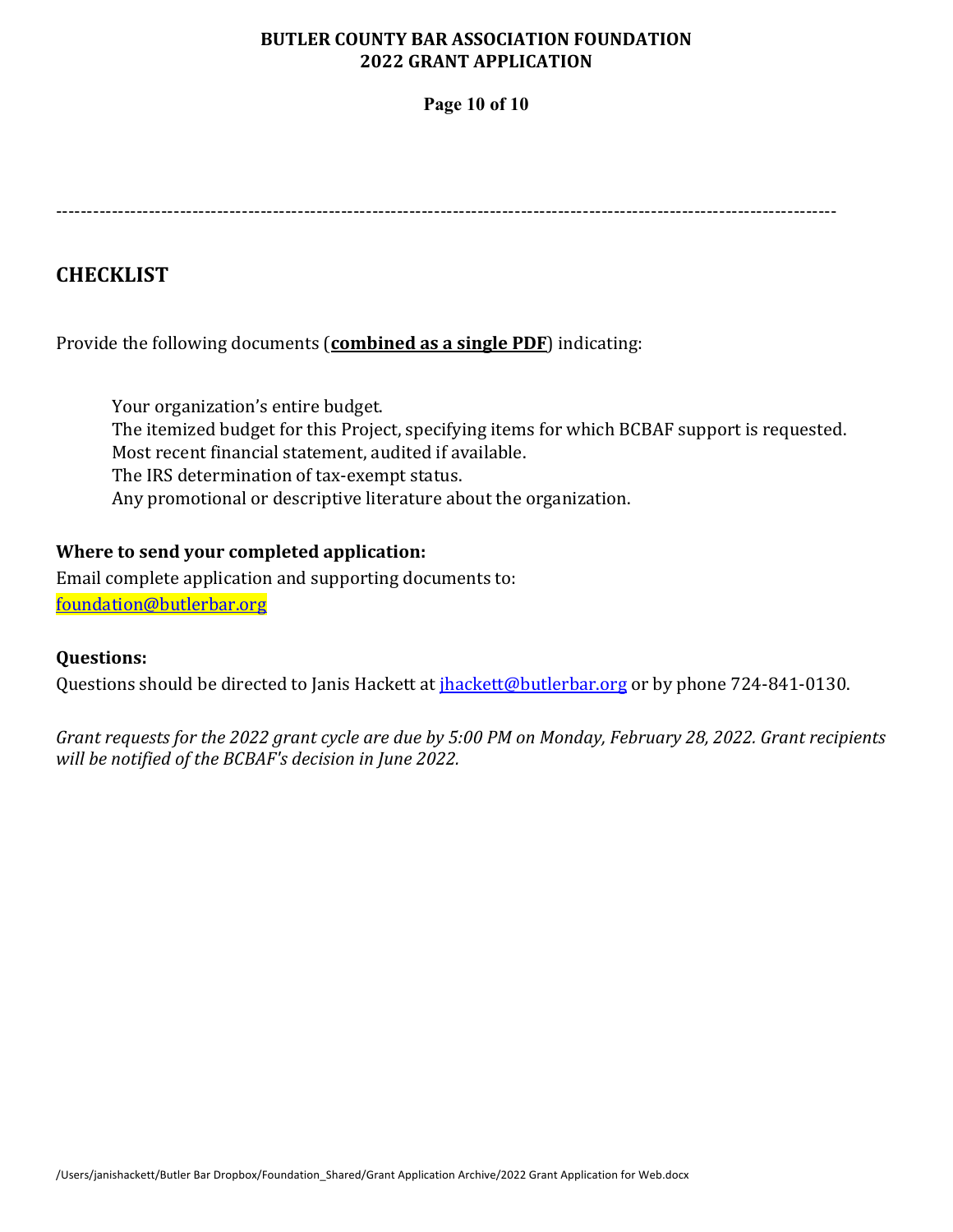## CHECKLIST

Provide the following documents (**combined as a single PDF**) indicating:

- Your organization's entire budget.
- The itemized budget for this Project, specifying items for which BCBAF support is requested.
- Most recent financial statement, audited if available.
- The IRS determination of tax-exempt status.
- Any promotional or descriptive literature about the organization.

**Where to send your completed application:**

Email complete application and supporting documents to:
foundation@butlerbar.org

**Questions:**

Questions should be directed to Janis Hackett at jhackett@butlerbar.org or by phone 724-841-0130.

*Grant requests for the 2022 grant cycle are due by 5:00 PM on Monday, February 28, 2022. Grant recipients will be notified of the BCBAF's decision in June 2022.*